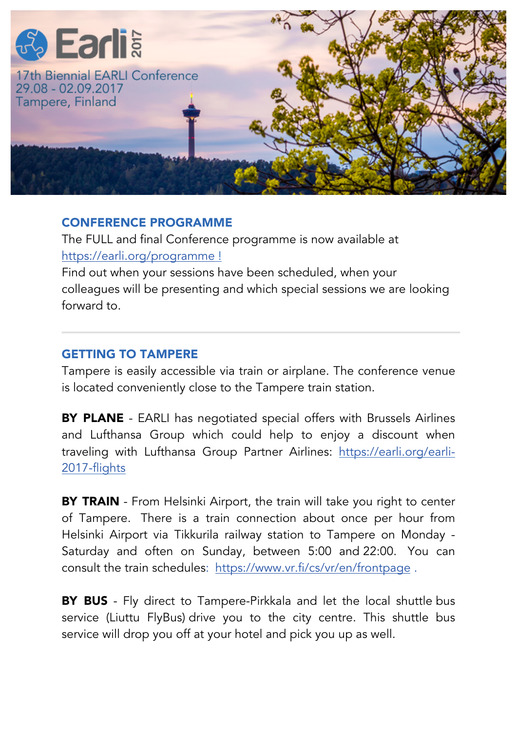Earli 2017

17th Biennial EARLI Conference
29.08 - 02.09.2017
Tampere, Finland

## CONFERENCE PROGRAMME

The FULL and final Conference programme is now available at https://earli.org/programme !
Find out when your sessions have been scheduled, when your colleagues will be presenting and which special sessions we are looking forward to.

---

## GETTING TO TAMPERE

Tampere is easily accessible via train or airplane. The conference venue is located conveniently close to the Tampere train station.

**BY PLANE** - EARLI has negotiated special offers with Brussels Airlines and Lufthansa Group which could help to enjoy a discount when traveling with Lufthansa Group Partner Airlines: https://earli.org/earli-2017-flights

**BY TRAIN** - From Helsinki Airport, the train will take you right to center of Tampere. There is a train connection about once per hour from Helsinki Airport via Tikkurila railway station to Tampere on Monday - Saturday and often on Sunday, between 5:00 and 22:00. You can consult the train schedules: https://www.vr.fi/cs/vr/en/frontpage .

**BY BUS** - Fly direct to Tampere-Pirkkala and let the local shuttle bus service (Liuttu FlyBus) drive you to the city centre. This shuttle bus service will drop you off at your hotel and pick you up as well.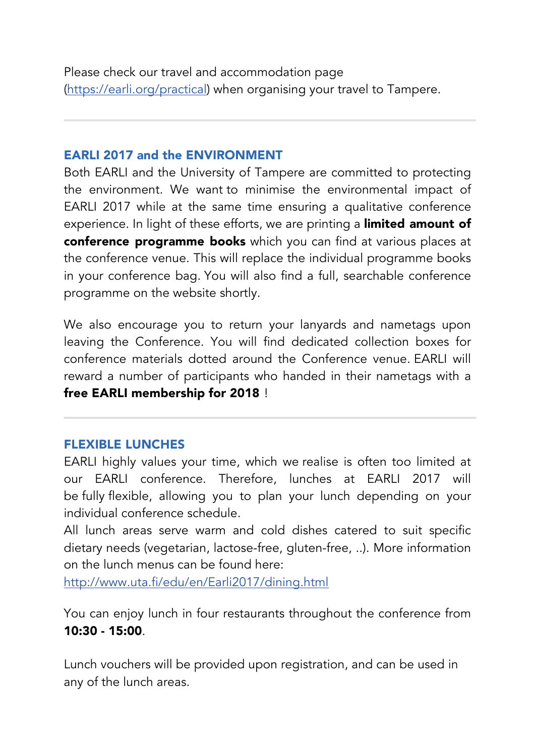Please check our travel and accommodation page (https://earli.org/practical) when organising your travel to Tampere.

---

## EARLI 2017 and the ENVIRONMENT

Both EARLI and the University of Tampere are committed to protecting the environment. We want to minimise the environmental impact of EARLI 2017 while at the same time ensuring a qualitative conference experience. In light of these efforts, we are printing a **limited amount of conference programme books** which you can find at various places at the conference venue. This will replace the individual programme books in your conference bag. You will also find a full, searchable conference programme on the website shortly.

We also encourage you to return your lanyards and nametags upon leaving the Conference. You will find dedicated collection boxes for conference materials dotted around the Conference venue. EARLI will reward a number of participants who handed in their nametags with a **free EARLI membership for 2018** !

---

## FLEXIBLE LUNCHES

EARLI highly values your time, which we realise is often too limited at our EARLI conference. Therefore, lunches at EARLI 2017 will be fully flexible, allowing you to plan your lunch depending on your individual conference schedule.
All lunch areas serve warm and cold dishes catered to suit specific dietary needs (vegetarian, lactose-free, gluten-free, ..). More information on the lunch menus can be found here:
http://www.uta.fi/edu/en/Earli2017/dining.html

You can enjoy lunch in four restaurants throughout the conference from **10:30 - 15:00**.

Lunch vouchers will be provided upon registration, and can be used in any of the lunch areas.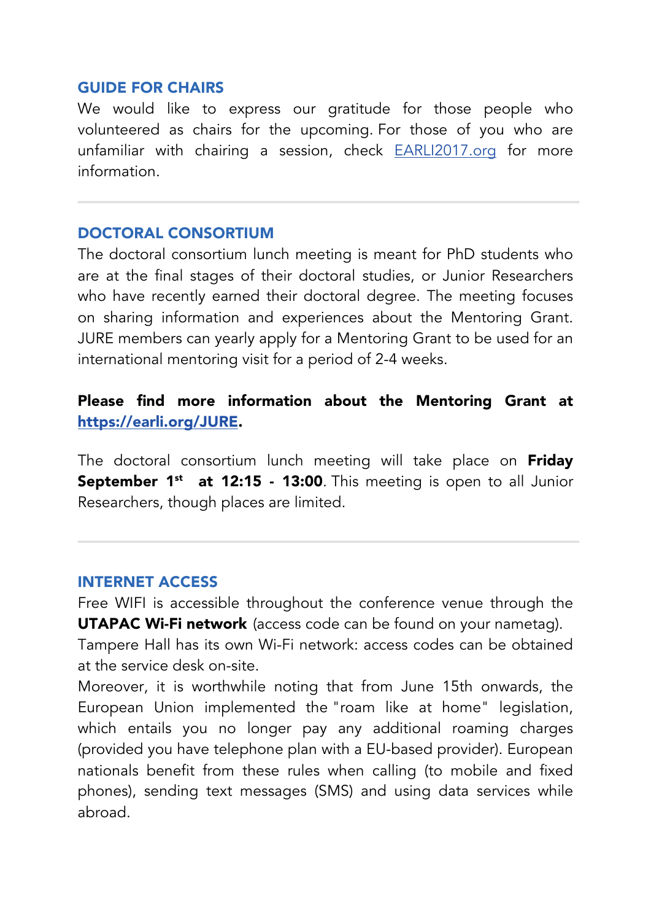## GUIDE FOR CHAIRS

We would like to express our gratitude for those people who volunteered as chairs for the upcoming. For those of you who are unfamiliar with chairing a session, check [EARLI2017.org](EARLI2017.org) for more information.

---

## DOCTORAL CONSORTIUM

The doctoral consortium lunch meeting is meant for PhD students who are at the final stages of their doctoral studies, or Junior Researchers who have recently earned their doctoral degree. The meeting focuses on sharing information and experiences about the Mentoring Grant. JURE members can yearly apply for a Mentoring Grant to be used for an international mentoring visit for a period of 2-4 weeks.

**Please find more information about the Mentoring Grant at [https://earli.org/JURE](https://earli.org/JURE).**

The doctoral consortium lunch meeting will take place on **Friday September 1st at 12:15 - 13:00**. This meeting is open to all Junior Researchers, though places are limited.

---

## INTERNET ACCESS

Free WIFI is accessible throughout the conference venue through the **UTAPAC Wi-Fi network** (access code can be found on your nametag).
Tampere Hall has its own Wi-Fi network: access codes can be obtained at the service desk on-site.
Moreover, it is worthwhile noting that from June 15th onwards, the European Union implemented the "roam like at home" legislation, which entails you no longer pay any additional roaming charges (provided you have telephone plan with a EU-based provider). European nationals benefit from these rules when calling (to mobile and fixed phones), sending text messages (SMS) and using data services while abroad.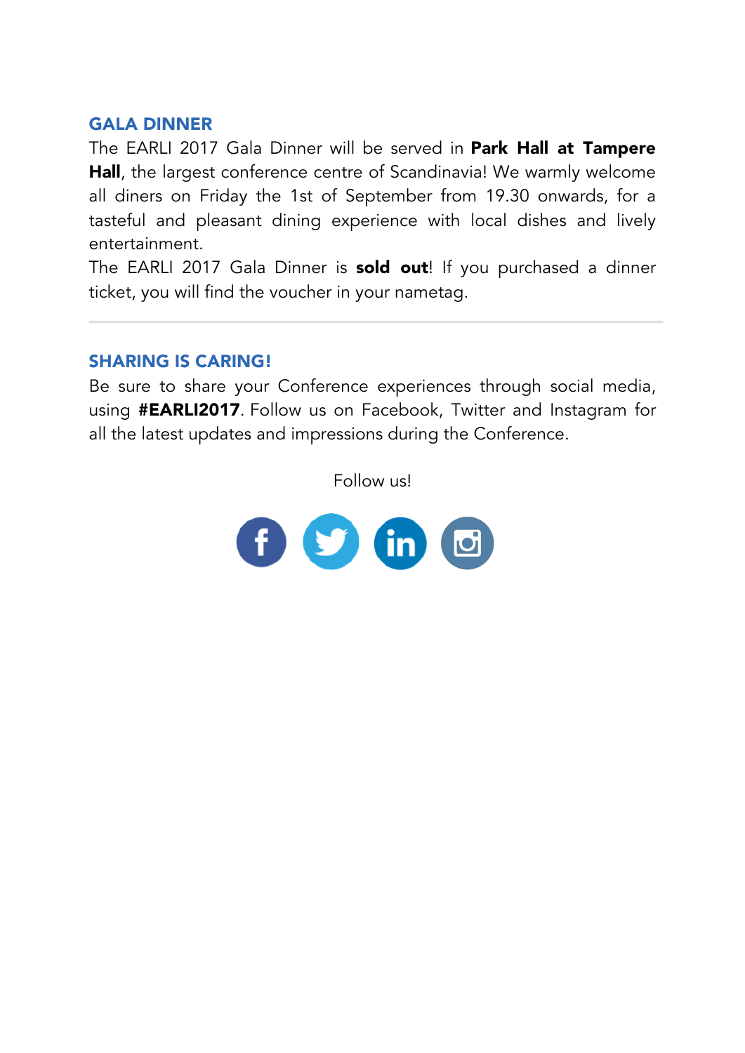## GALA DINNER

The EARLI 2017 Gala Dinner will be served in **Park Hall at Tampere Hall**, the largest conference centre of Scandinavia! We warmly welcome all diners on Friday the 1st of September from 19.30 onwards, for a tasteful and pleasant dining experience with local dishes and lively entertainment.

The EARLI 2017 Gala Dinner is **sold out**! If you purchased a dinner ticket, you will find the voucher in your nametag.

---

## SHARING IS CARING!

Be sure to share your Conference experiences through social media, using **#EARLI2017**. Follow us on Facebook, Twitter and Instagram for all the latest updates and impressions during the Conference.

Follow us!